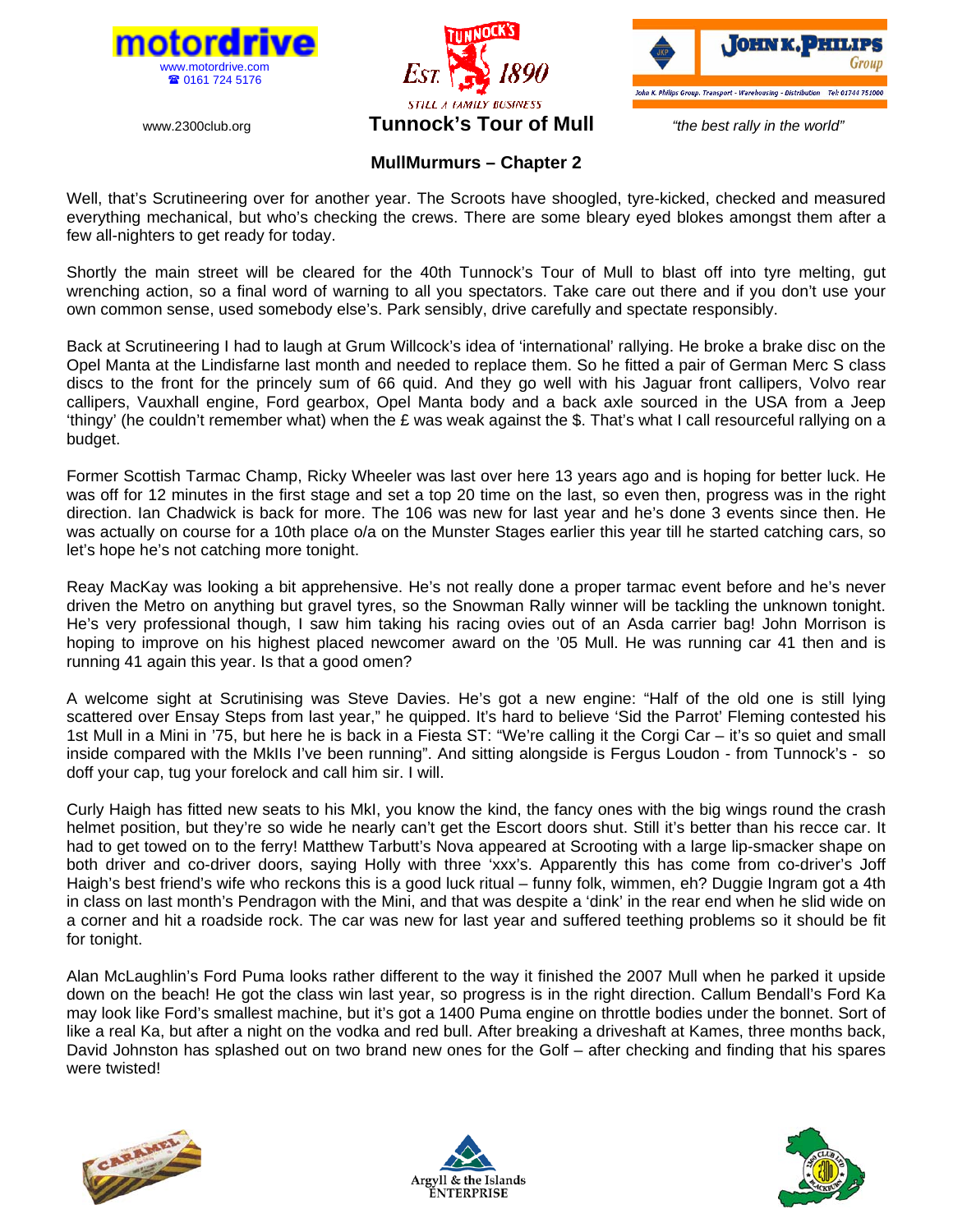motordrive
www.motordrive.com
☎ 0161 724 5176

www.2300club.org

TUNNOCK'S Est. 1890 STILL A FAMILY BUSINESS

# Tunnock's Tour of Mull

JOHN K. PHILIPS Group

John K. Philips Group. Transport - Warehousing - Distribution Tel: 01744 751000

*"the best rally in the world"*

## MullMurmurs – Chapter 2

Well, that's Scrutineering over for another year. The Scroots have shoogled, tyre-kicked, checked and measured everything mechanical, but who's checking the crews. There are some bleary eyed blokes amongst them after a few all-nighters to get ready for today.

Shortly the main street will be cleared for the 40th Tunnock's Tour of Mull to blast off into tyre melting, gut wrenching action, so a final word of warning to all you spectators. Take care out there and if you don't use your own common sense, used somebody else's. Park sensibly, drive carefully and spectate responsibly.

Back at Scrutineering I had to laugh at Grum Willcock's idea of 'international' rallying. He broke a brake disc on the Opel Manta at the Lindisfarne last month and needed to replace them. So he fitted a pair of German Merc S class discs to the front for the princely sum of 66 quid. And they go well with his Jaguar front callipers, Volvo rear callipers, Vauxhall engine, Ford gearbox, Opel Manta body and a back axle sourced in the USA from a Jeep 'thingy' (he couldn't remember what) when the £ was weak against the $. That's what I call resourceful rallying on a budget.

Former Scottish Tarmac Champ, Ricky Wheeler was last over here 13 years ago and is hoping for better luck. He was off for 12 minutes in the first stage and set a top 20 time on the last, so even then, progress was in the right direction. Ian Chadwick is back for more. The 106 was new for last year and he's done 3 events since then. He was actually on course for a 10th place o/a on the Munster Stages earlier this year till he started catching cars, so let's hope he's not catching more tonight.

Reay MacKay was looking a bit apprehensive. He's not really done a proper tarmac event before and he's never driven the Metro on anything but gravel tyres, so the Snowman Rally winner will be tackling the unknown tonight. He's very professional though, I saw him taking his racing ovies out of an Asda carrier bag! John Morrison is hoping to improve on his highest placed newcomer award on the '05 Mull. He was running car 41 then and is running 41 again this year. Is that a good omen?

A welcome sight at Scrutinising was Steve Davies. He's got a new engine: "Half of the old one is still lying scattered over Ensay Steps from last year," he quipped. It's hard to believe 'Sid the Parrot' Fleming contested his 1st Mull in a Mini in '75, but here he is back in a Fiesta ST: "We're calling it the Corgi Car – it's so quiet and small inside compared with the MkIIs I've been running". And sitting alongside is Fergus Loudon - from Tunnock's - so doff your cap, tug your forelock and call him sir. I will.

Curly Haigh has fitted new seats to his MkI, you know the kind, the fancy ones with the big wings round the crash helmet position, but they're so wide he nearly can't get the Escort doors shut. Still it's better than his recce car. It had to get towed on to the ferry! Matthew Tarbutt's Nova appeared at Scrooting with a large lip-smacker shape on both driver and co-driver doors, saying Holly with three 'xxx's. Apparently this has come from co-driver's Joff Haigh's best friend's wife who reckons this is a good luck ritual – funny folk, wimmen, eh? Duggie Ingram got a 4th in class on last month's Pendragon with the Mini, and that was despite a 'dink' in the rear end when he slid wide on a corner and hit a roadside rock. The car was new for last year and suffered teething problems so it should be fit for tonight.

Alan McLaughlin's Ford Puma looks rather different to the way it finished the 2007 Mull when he parked it upside down on the beach! He got the class win last year, so progress is in the right direction. Callum Bendall's Ford Ka may look like Ford's smallest machine, but it's got a 1400 Puma engine on throttle bodies under the bonnet. Sort of like a real Ka, but after a night on the vodka and red bull. After breaking a driveshaft at Kames, three months back, David Johnston has splashed out on two brand new ones for the Golf – after checking and finding that his spares were twisted!

CARAMEL

Argyll & the Islands ENTERPRISE

2300 CLUB LTD BLACKBURN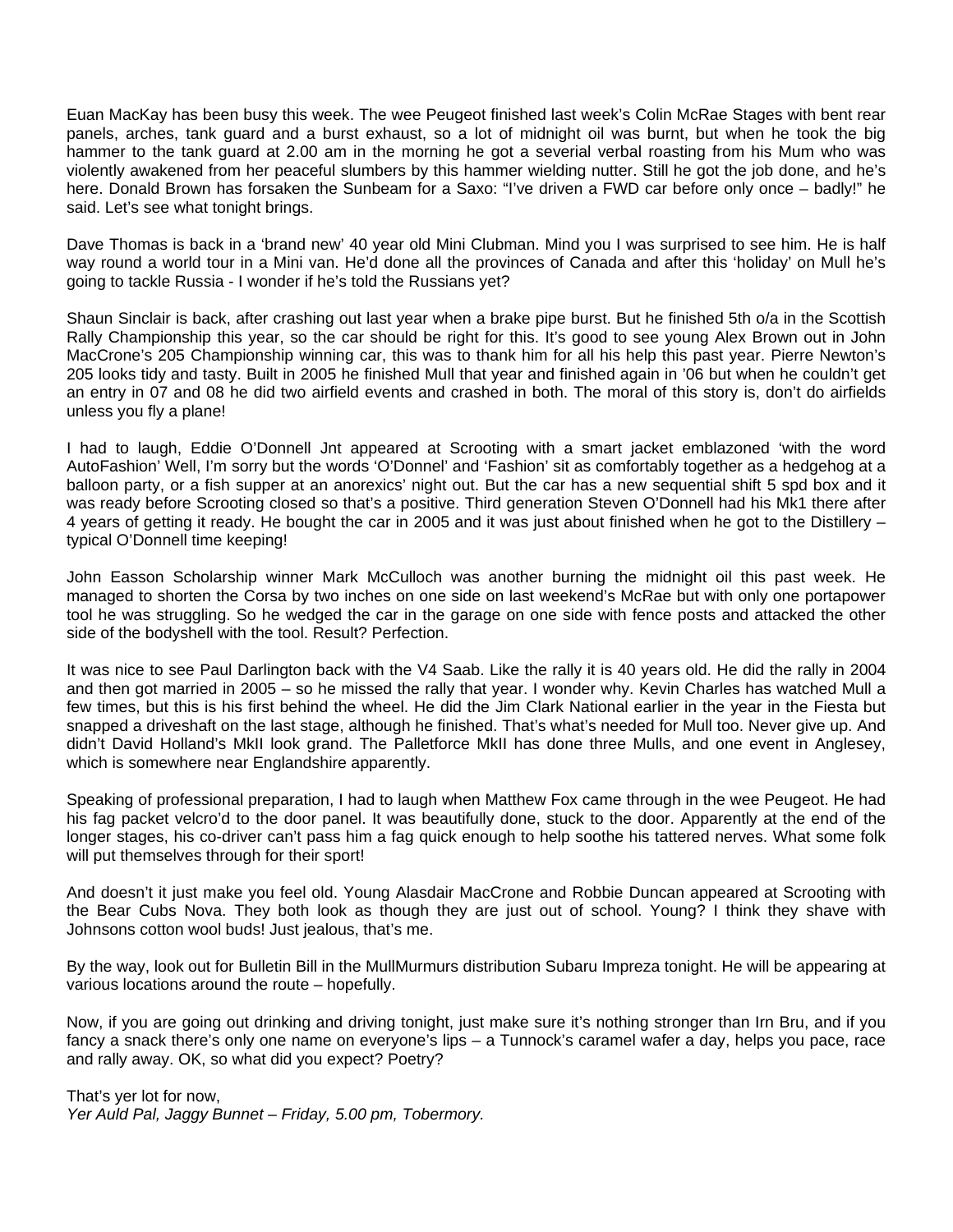Euan MacKay has been busy this week. The wee Peugeot finished last week's Colin McRae Stages with bent rear panels, arches, tank guard and a burst exhaust, so a lot of midnight oil was burnt, but when he took the big hammer to the tank guard at 2.00 am in the morning he got a severial verbal roasting from his Mum who was violently awakened from her peaceful slumbers by this hammer wielding nutter. Still he got the job done, and he's here. Donald Brown has forsaken the Sunbeam for a Saxo: "I've driven a FWD car before only once – badly!" he said. Let's see what tonight brings.

Dave Thomas is back in a 'brand new' 40 year old Mini Clubman. Mind you I was surprised to see him. He is half way round a world tour in a Mini van. He'd done all the provinces of Canada and after this 'holiday' on Mull he's going to tackle Russia - I wonder if he's told the Russians yet?

Shaun Sinclair is back, after crashing out last year when a brake pipe burst. But he finished 5th o/a in the Scottish Rally Championship this year, so the car should be right for this. It's good to see young Alex Brown out in John MacCrone's 205 Championship winning car, this was to thank him for all his help this past year. Pierre Newton's 205 looks tidy and tasty. Built in 2005 he finished Mull that year and finished again in '06 but when he couldn't get an entry in 07 and 08 he did two airfield events and crashed in both. The moral of this story is, don't do airfields unless you fly a plane!

I had to laugh, Eddie O'Donnell Jnt appeared at Scrooting with a smart jacket emblazoned 'with the word AutoFashion' Well, I'm sorry but the words 'O'Donnel' and 'Fashion' sit as comfortably together as a hedgehog at a balloon party, or a fish supper at an anorexics' night out. But the car has a new sequential shift 5 spd box and it was ready before Scrooting closed so that's a positive. Third generation Steven O'Donnell had his Mk1 there after 4 years of getting it ready. He bought the car in 2005 and it was just about finished when he got to the Distillery – typical O'Donnell time keeping!

John Easson Scholarship winner Mark McCulloch was another burning the midnight oil this past week. He managed to shorten the Corsa by two inches on one side on last weekend's McRae but with only one portapower tool he was struggling. So he wedged the car in the garage on one side with fence posts and attacked the other side of the bodyshell with the tool. Result? Perfection.

It was nice to see Paul Darlington back with the V4 Saab. Like the rally it is 40 years old. He did the rally in 2004 and then got married in 2005 – so he missed the rally that year. I wonder why. Kevin Charles has watched Mull a few times, but this is his first behind the wheel. He did the Jim Clark National earlier in the year in the Fiesta but snapped a driveshaft on the last stage, although he finished. That's what's needed for Mull too. Never give up. And didn't David Holland's MkII look grand. The Palletforce MkII has done three Mulls, and one event in Anglesey, which is somewhere near Englandshire apparently.

Speaking of professional preparation, I had to laugh when Matthew Fox came through in the wee Peugeot. He had his fag packet velcro'd to the door panel. It was beautifully done, stuck to the door. Apparently at the end of the longer stages, his co-driver can't pass him a fag quick enough to help soothe his tattered nerves. What some folk will put themselves through for their sport!

And doesn't it just make you feel old. Young Alasdair MacCrone and Robbie Duncan appeared at Scrooting with the Bear Cubs Nova. They both look as though they are just out of school. Young? I think they shave with Johnsons cotton wool buds! Just jealous, that's me.

By the way, look out for Bulletin Bill in the MullMurmurs distribution Subaru Impreza tonight. He will be appearing at various locations around the route – hopefully.

Now, if you are going out drinking and driving tonight, just make sure it's nothing stronger than Irn Bru, and if you fancy a snack there's only one name on everyone's lips – a Tunnock's caramel wafer a day, helps you pace, race and rally away. OK, so what did you expect? Poetry?

That's yer lot for now,
*Yer Auld Pal, Jaggy Bunnet – Friday, 5.00 pm, Tobermory.*